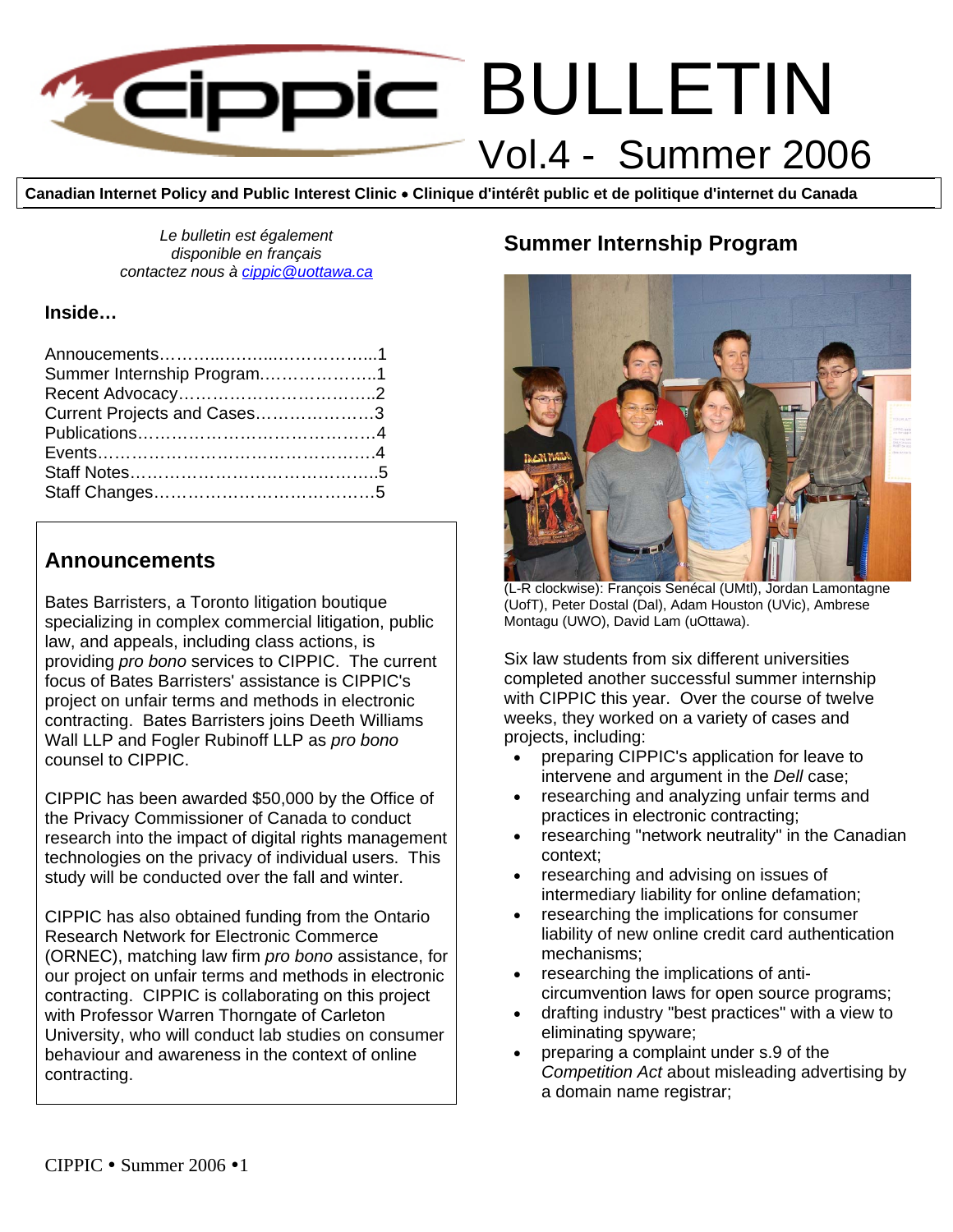# CIPPIC BULLETIN

## Vol.4 - Summer 2006

**Canadian Internet Policy and Public Interest Clinic • Clinique d'intérêt public et de politique d'internet du Canada**

*Le bulletin est également disponible en français contactez nous à cippic@uottawa.ca*

**Inside…**

- Annoucements……………………………………1
- Summer Internship Program…………………..1
- Recent Advocacy……………………………..2
- Current Projects and Cases…………………3
- Publications……………………………………4
- Events…………………………………………4
- Staff Notes……………………………………..5
- Staff Changes…………………………………5

## Announcements

Bates Barristers, a Toronto litigation boutique specializing in complex commercial litigation, public law, and appeals, including class actions, is providing *pro bono* services to CIPPIC. The current focus of Bates Barristers' assistance is CIPPIC's project on unfair terms and methods in electronic contracting. Bates Barristers joins Deeth Williams Wall LLP and Fogler Rubinoff LLP as *pro bono* counsel to CIPPIC.

CIPPIC has been awarded $50,000 by the Office of the Privacy Commissioner of Canada to conduct research into the impact of digital rights management technologies on the privacy of individual users. This study will be conducted over the fall and winter.

CIPPIC has also obtained funding from the Ontario Research Network for Electronic Commerce (ORNEC), matching law firm *pro bono* assistance, for our project on unfair terms and methods in electronic contracting. CIPPIC is collaborating on this project with Professor Warren Thorngate of Carleton University, who will conduct lab studies on consumer behaviour and awareness in the context of online contracting.

## Summer Internship Program

(L-R clockwise): François Senécal (UMtl), Jordan Lamontagne (UofT), Peter Dostal (Dal), Adam Houston (UVic), Ambrese Montagu (UWO), David Lam (uOttawa).

Six law students from six different universities completed another successful summer internship with CIPPIC this year. Over the course of twelve weeks, they worked on a variety of cases and projects, including:

- preparing CIPPIC's application for leave to intervene and argument in the *Dell* case;
- researching and analyzing unfair terms and practices in electronic contracting;
- researching "network neutrality" in the Canadian context;
- researching and advising on issues of intermediary liability for online defamation;
- researching the implications for consumer liability of new online credit card authentication mechanisms;
- researching the implications of anti-circumvention laws for open source programs;
- drafting industry "best practices" with a view to eliminating spyware;
- preparing a complaint under s.9 of the *Competition Act* about misleading advertising by a domain name registrar;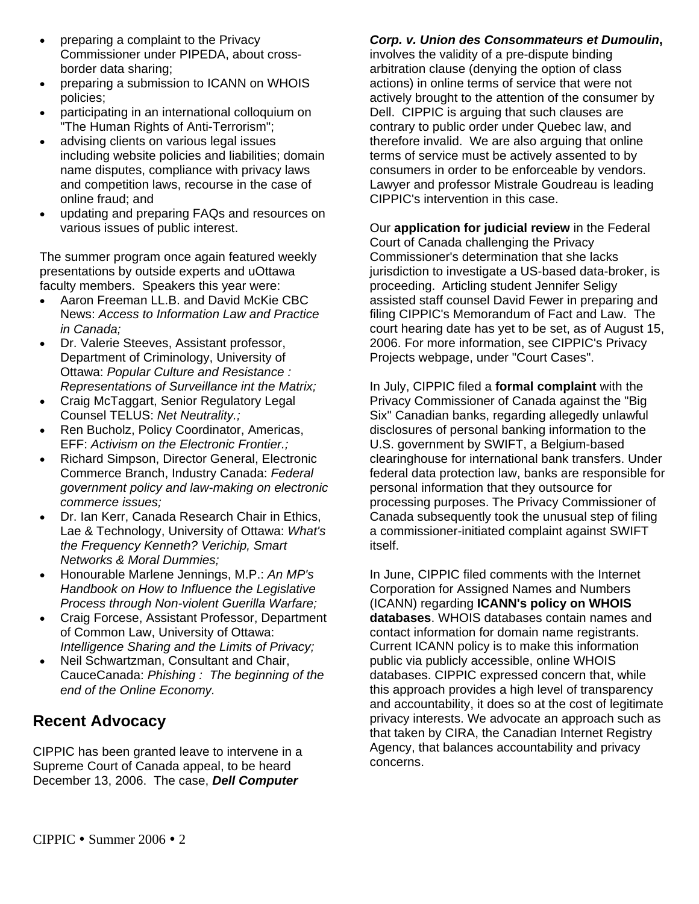- preparing a complaint to the Privacy Commissioner under PIPEDA, about cross-border data sharing;
- preparing a submission to ICANN on WHOIS policies;
- participating in an international colloquium on "The Human Rights of Anti-Terrorism";
- advising clients on various legal issues including website policies and liabilities; domain name disputes, compliance with privacy laws and competition laws, recourse in the case of online fraud; and
- updating and preparing FAQs and resources on various issues of public interest.

The summer program once again featured weekly presentations by outside experts and uOttawa faculty members. Speakers this year were:

- Aaron Freeman LL.B. and David McKie CBC News: *Access to Information Law and Practice in Canada;*
- Dr. Valerie Steeves, Assistant professor, Department of Criminology, University of Ottawa: *Popular Culture and Resistance : Representations of Surveillance int the Matrix;*
- Craig McTaggart, Senior Regulatory Legal Counsel TELUS: *Net Neutrality.;*
- Ren Bucholz, Policy Coordinator, Americas, EFF: *Activism on the Electronic Frontier.;*
- Richard Simpson, Director General, Electronic Commerce Branch, Industry Canada: *Federal government policy and law-making on electronic commerce issues;*
- Dr. Ian Kerr, Canada Research Chair in Ethics, Lae & Technology, University of Ottawa: *What's the Frequency Kenneth? Verichip, Smart Networks & Moral Dummies;*
- Honourable Marlene Jennings, M.P.: *An MP's Handbook on How to Influence the Legislative Process through Non-violent Guerilla Warfare;*
- Craig Forcese, Assistant Professor, Department of Common Law, University of Ottawa: *Intelligence Sharing and the Limits of Privacy;*
- Neil Schwartzman, Consultant and Chair, CauceCanada: *Phishing : The beginning of the end of the Online Economy.*

## Recent Advocacy

CIPPIC has been granted leave to intervene in a Supreme Court of Canada appeal, to be heard December 13, 2006. The case, ***Dell Computer Corp. v. Union des Consommateurs et Dumoulin***, involves the validity of a pre-dispute binding arbitration clause (denying the option of class actions) in online terms of service that were not actively brought to the attention of the consumer by Dell. CIPPIC is arguing that such clauses are contrary to public order under Quebec law, and therefore invalid. We are also arguing that online terms of service must be actively assented to by consumers in order to be enforceable by vendors. Lawyer and professor Mistrale Goudreau is leading CIPPIC's intervention in this case.

Our **application for judicial review** in the Federal Court of Canada challenging the Privacy Commissioner's determination that she lacks jurisdiction to investigate a US-based data-broker, is proceeding. Articling student Jennifer Seligy assisted staff counsel David Fewer in preparing and filing CIPPIC's Memorandum of Fact and Law. The court hearing date has yet to be set, as of August 15, 2006. For more information, see CIPPIC's Privacy Projects webpage, under "Court Cases".

In July, CIPPIC filed a **formal complaint** with the Privacy Commissioner of Canada against the "Big Six" Canadian banks, regarding allegedly unlawful disclosures of personal banking information to the U.S. government by SWIFT, a Belgium-based clearinghouse for international bank transfers. Under federal data protection law, banks are responsible for personal information that they outsource for processing purposes. The Privacy Commissioner of Canada subsequently took the unusual step of filing a commissioner-initiated complaint against SWIFT itself.

In June, CIPPIC filed comments with the Internet Corporation for Assigned Names and Numbers (ICANN) regarding **ICANN's policy on WHOIS databases**. WHOIS databases contain names and contact information for domain name registrants. Current ICANN policy is to make this information public via publicly accessible, online WHOIS databases. CIPPIC expressed concern that, while this approach provides a high level of transparency and accountability, it does so at the cost of legitimate privacy interests. We advocate an approach such as that taken by CIRA, the Canadian Internet Registry Agency, that balances accountability and privacy concerns.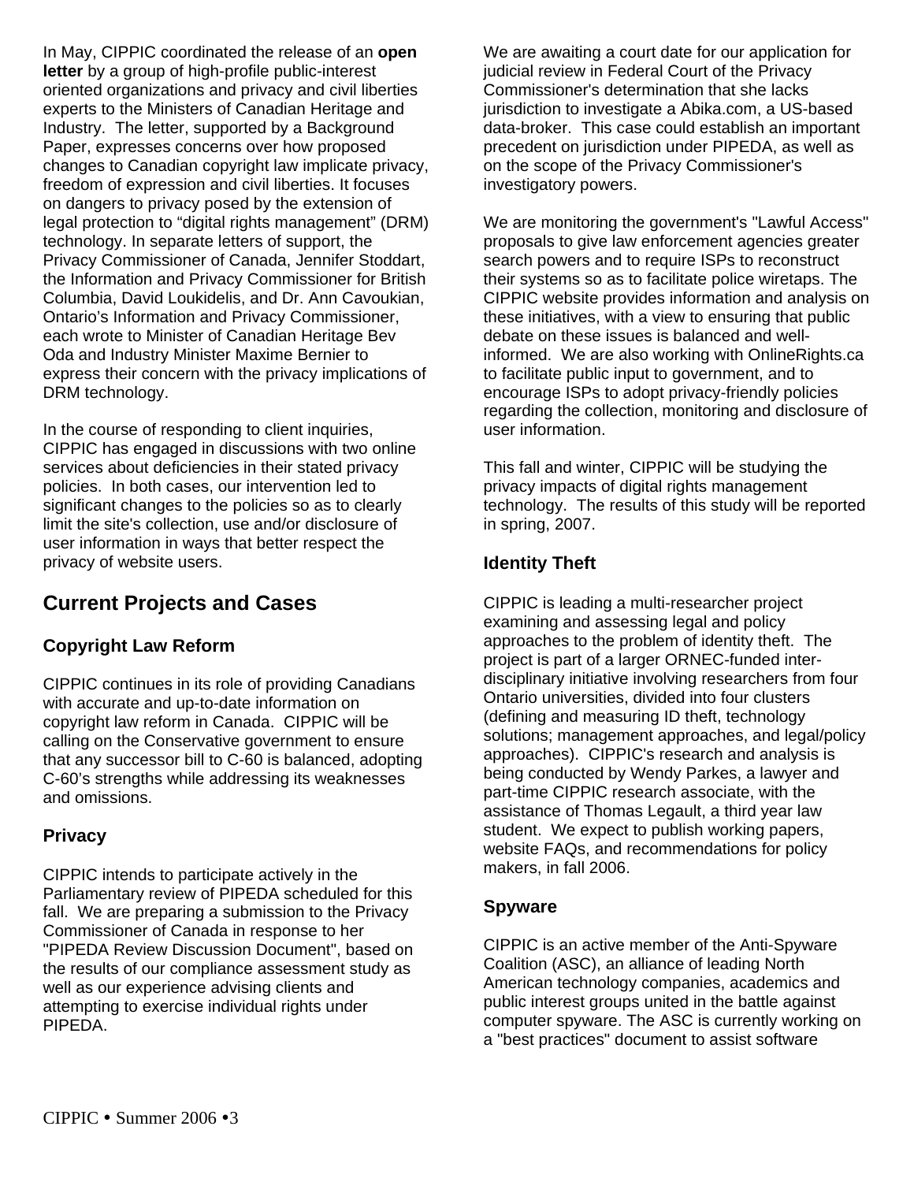In May, CIPPIC coordinated the release of an **open letter** by a group of high-profile public-interest oriented organizations and privacy and civil liberties experts to the Ministers of Canadian Heritage and Industry. The letter, supported by a Background Paper, expresses concerns over how proposed changes to Canadian copyright law implicate privacy, freedom of expression and civil liberties. It focuses on dangers to privacy posed by the extension of legal protection to "digital rights management" (DRM) technology. In separate letters of support, the Privacy Commissioner of Canada, Jennifer Stoddart, the Information and Privacy Commissioner for British Columbia, David Loukidelis, and Dr. Ann Cavoukian, Ontario's Information and Privacy Commissioner, each wrote to Minister of Canadian Heritage Bev Oda and Industry Minister Maxime Bernier to express their concern with the privacy implications of DRM technology.

In the course of responding to client inquiries, CIPPIC has engaged in discussions with two online services about deficiencies in their stated privacy policies. In both cases, our intervention led to significant changes to the policies so as to clearly limit the site's collection, use and/or disclosure of user information in ways that better respect the privacy of website users.

## Current Projects and Cases

### Copyright Law Reform

CIPPIC continues in its role of providing Canadians with accurate and up-to-date information on copyright law reform in Canada. CIPPIC will be calling on the Conservative government to ensure that any successor bill to C-60 is balanced, adopting C-60's strengths while addressing its weaknesses and omissions.

### Privacy

CIPPIC intends to participate actively in the Parliamentary review of PIPEDA scheduled for this fall. We are preparing a submission to the Privacy Commissioner of Canada in response to her "PIPEDA Review Discussion Document", based on the results of our compliance assessment study as well as our experience advising clients and attempting to exercise individual rights under PIPEDA.

We are awaiting a court date for our application for judicial review in Federal Court of the Privacy Commissioner's determination that she lacks jurisdiction to investigate a Abika.com, a US-based data-broker. This case could establish an important precedent on jurisdiction under PIPEDA, as well as on the scope of the Privacy Commissioner's investigatory powers.

We are monitoring the government's "Lawful Access" proposals to give law enforcement agencies greater search powers and to require ISPs to reconstruct their systems so as to facilitate police wiretaps. The CIPPIC website provides information and analysis on these initiatives, with a view to ensuring that public debate on these issues is balanced and well-informed. We are also working with OnlineRights.ca to facilitate public input to government, and to encourage ISPs to adopt privacy-friendly policies regarding the collection, monitoring and disclosure of user information.

This fall and winter, CIPPIC will be studying the privacy impacts of digital rights management technology. The results of this study will be reported in spring, 2007.

### Identity Theft

CIPPIC is leading a multi-researcher project examining and assessing legal and policy approaches to the problem of identity theft. The project is part of a larger ORNEC-funded inter-disciplinary initiative involving researchers from four Ontario universities, divided into four clusters (defining and measuring ID theft, technology solutions; management approaches, and legal/policy approaches). CIPPIC's research and analysis is being conducted by Wendy Parkes, a lawyer and part-time CIPPIC research associate, with the assistance of Thomas Legault, a third year law student. We expect to publish working papers, website FAQs, and recommendations for policy makers, in fall 2006.

### Spyware

CIPPIC is an active member of the Anti-Spyware Coalition (ASC), an alliance of leading North American technology companies, academics and public interest groups united in the battle against computer spyware. The ASC is currently working on a "best practices" document to assist software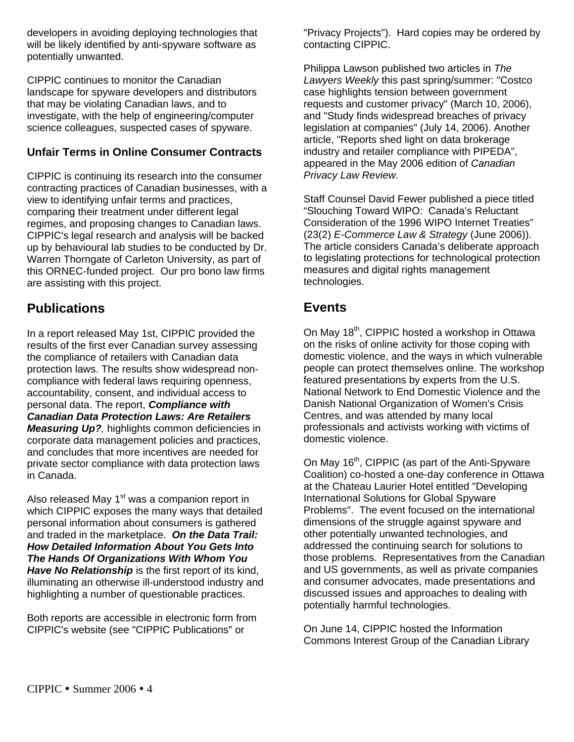developers in avoiding deploying technologies that will be likely identified by anti-spyware software as potentially unwanted.

CIPPIC continues to monitor the Canadian landscape for spyware developers and distributors that may be violating Canadian laws, and to investigate, with the help of engineering/computer science colleagues, suspected cases of spyware.

### Unfair Terms in Online Consumer Contracts

CIPPIC is continuing its research into the consumer contracting practices of Canadian businesses, with a view to identifying unfair terms and practices, comparing their treatment under different legal regimes, and proposing changes to Canadian laws. CIPPIC's legal research and analysis will be backed up by behavioural lab studies to be conducted by Dr. Warren Thorngate of Carleton University, as part of this ORNEC-funded project. Our pro bono law firms are assisting with this project.

## Publications

In a report released May 1st, CIPPIC provided the results of the first ever Canadian survey assessing the compliance of retailers with Canadian data protection laws. The results show widespread non-compliance with federal laws requiring openness, accountability, consent, and individual access to personal data. The report, ***Compliance with Canadian Data Protection Laws: Are Retailers Measuring Up?***, highlights common deficiencies in corporate data management policies and practices, and concludes that more incentives are needed for private sector compliance with data protection laws in Canada.

Also released May 1st was a companion report in which CIPPIC exposes the many ways that detailed personal information about consumers is gathered and traded in the marketplace. ***On the Data Trail: How Detailed Information About You Gets Into The Hands Of Organizations With Whom You Have No Relationship*** is the first report of its kind, illuminating an otherwise ill-understood industry and highlighting a number of questionable practices.

Both reports are accessible in electronic form from CIPPIC's website (see "CIPPIC Publications" or "Privacy Projects"). Hard copies may be ordered by contacting CIPPIC.

Philippa Lawson published two articles in *The Lawyers Weekly* this past spring/summer: "Costco case highlights tension between government requests and customer privacy" (March 10, 2006), and "Study finds widespread breaches of privacy legislation at companies" (July 14, 2006). Another article, "Reports shed light on data brokerage industry and retailer compliance with PIPEDA", appeared in the May 2006 edition of *Canadian Privacy Law Review.*

Staff Counsel David Fewer published a piece titled "Slouching Toward WIPO: Canada's Reluctant Consideration of the 1996 WIPO Internet Treaties" (23(2) *E-Commerce Law & Strategy* (June 2006)). The article considers Canada's deliberate approach to legislating protections for technological protection measures and digital rights management technologies.

## Events

On May 18th, CIPPIC hosted a workshop in Ottawa on the risks of online activity for those coping with domestic violence, and the ways in which vulnerable people can protect themselves online. The workshop featured presentations by experts from the U.S. National Network to End Domestic Violence and the Danish National Organization of Women's Crisis Centres, and was attended by many local professionals and activists working with victims of domestic violence.

On May 16th, CIPPIC (as part of the Anti-Spyware Coalition) co-hosted a one-day conference in Ottawa at the Chateau Laurier Hotel entitled "Developing International Solutions for Global Spyware Problems". The event focused on the international dimensions of the struggle against spyware and other potentially unwanted technologies, and addressed the continuing search for solutions to those problems. Representatives from the Canadian and US governments, as well as private companies and consumer advocates, made presentations and discussed issues and approaches to dealing with potentially harmful technologies.

On June 14, CIPPIC hosted the Information Commons Interest Group of the Canadian Library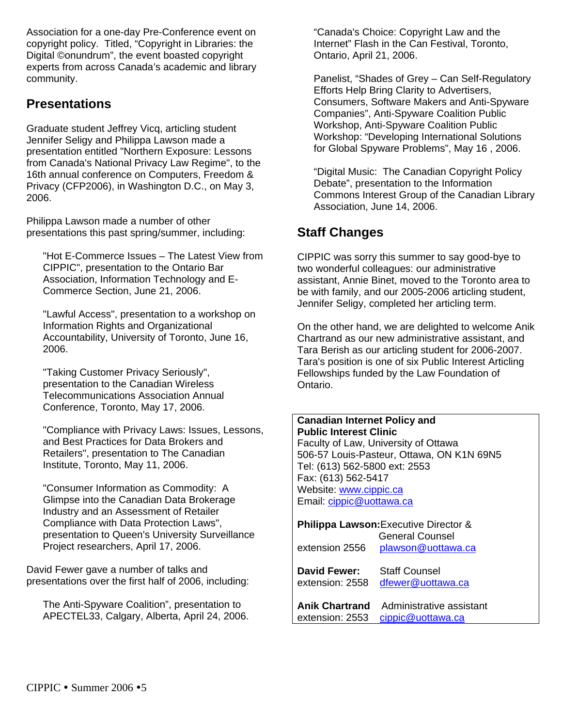Association for a one-day Pre-Conference event on copyright policy. Titled, “Copyright in Libraries: the Digital ©onundrum”, the event boasted copyright experts from across Canada’s academic and library community.

## Presentations

Graduate student Jeffrey Vicq, articling student Jennifer Seligy and Philippa Lawson made a presentation entitled "Northern Exposure: Lessons from Canada's National Privacy Law Regime", to the 16th annual conference on Computers, Freedom & Privacy (CFP2006), in Washington D.C., on May 3, 2006.

Philippa Lawson made a number of other presentations this past spring/summer, including:

> "Hot E-Commerce Issues – The Latest View from CIPPIC", presentation to the Ontario Bar Association, Information Technology and E-Commerce Section, June 21, 2006.
>
> "Lawful Access", presentation to a workshop on Information Rights and Organizational Accountability, University of Toronto, June 16, 2006.
>
> "Taking Customer Privacy Seriously", presentation to the Canadian Wireless Telecommunications Association Annual Conference, Toronto, May 17, 2006.
>
> "Compliance with Privacy Laws: Issues, Lessons, and Best Practices for Data Brokers and Retailers", presentation to The Canadian Institute, Toronto, May 11, 2006.
>
> "Consumer Information as Commodity: A Glimpse into the Canadian Data Brokerage Industry and an Assessment of Retailer Compliance with Data Protection Laws", presentation to Queen's University Surveillance Project researchers, April 17, 2006.

David Fewer gave a number of talks and presentations over the first half of 2006, including:

> The Anti-Spyware Coalition”, presentation to APECTEL33, Calgary, Alberta, April 24, 2006.
>
> “Canada's Choice: Copyright Law and the Internet” Flash in the Can Festival, Toronto, Ontario, April 21, 2006.
>
> Panelist, “Shades of Grey – Can Self-Regulatory Efforts Help Bring Clarity to Advertisers, Consumers, Software Makers and Anti-Spyware Companies”, Anti-Spyware Coalition Public Workshop, Anti-Spyware Coalition Public Workshop: “Developing International Solutions for Global Spyware Problems”, May 16 , 2006.
>
> “Digital Music: The Canadian Copyright Policy Debate”, presentation to the Information Commons Interest Group of the Canadian Library Association, June 14, 2006.

## Staff Changes

CIPPIC was sorry this summer to say good-bye to two wonderful colleagues: our administrative assistant, Annie Binet, moved to the Toronto area to be with family, and our 2005-2006 articling student, Jennifer Seligy, completed her articling term.

On the other hand, we are delighted to welcome Anik Chartrand as our new administrative assistant, and Tara Berish as our articling student for 2006-2007. Tara's position is one of six Public Interest Articling Fellowships funded by the Law Foundation of Ontario.

**Canadian Internet Policy and Public Interest Clinic**
Faculty of Law, University of Ottawa
506-57 Louis-Pasteur, Ottawa, ON K1N 69N5
Tel: (613) 562-5800 ext: 2553
Fax: (613) 562-5417
Website: www.cippic.ca
Email: cippic@uottawa.ca

**Philippa Lawson:** Executive Director & General Counsel
extension 2556 plawson@uottawa.ca

**David Fewer:** Staff Counsel
extension: 2558 dfewer@uottawa.ca

**Anik Chartrand** Administrative assistant
extension: 2553 cippic@uottawa.ca